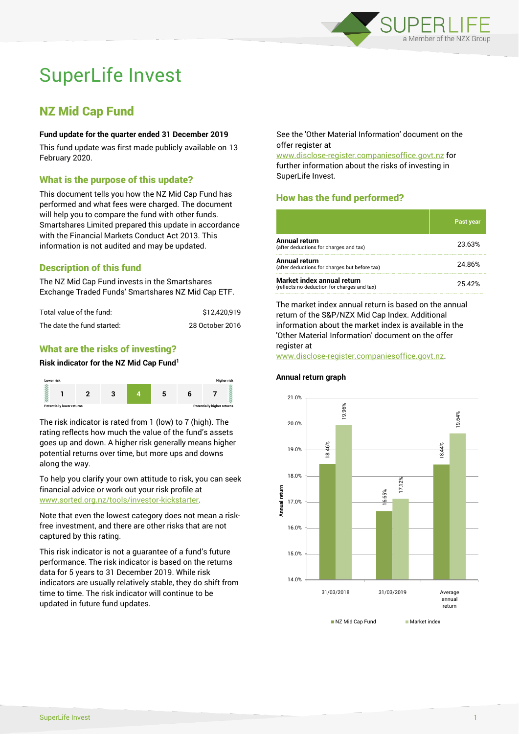# SuperLife Invest

## NZ Mid Cap Fund

**Fund update for the quarter ended 31 December 2019**

This fund update was first made publicly available on 13 February 2020.

### What is the purpose of this update?

This document tells you how the NZ Mid Cap Fund has performed and what fees were charged. The document will help you to compare the fund with other funds. Smartshares Limited prepared this update in accordance with the Financial Markets Conduct Act 2013. This information is not audited and may be updated.

### Description of this fund

The NZ Mid Cap Fund invests in the Smartshares Exchange Traded Funds' Smartshares NZ Mid Cap ETF.

| | |
|---|---|
| Total value of the fund: | $12,420,919 |
| The date the fund started: | 28 October 2016 |

### What are the risks of investing?

**Risk indicator for the NZ Mid Cap Fund[1]**

| Lower risk | | | | | | Higher risk |
|---|---|---|---|---|---|---|
| 1 | 2 | 3 | **4** | 5 | 6 | 7 |
| Potentially lower returns | | | | | | Potentially higher returns |

The risk indicator is rated from 1 (low) to 7 (high). The rating reflects how much the value of the fund's assets goes up and down. A higher risk generally means higher potential returns over time, but more ups and downs along the way.

To help you clarify your own attitude to risk, you can seek financial advice or work out your risk profile at www.sorted.org.nz/tools/investor-kickstarter.

Note that even the lowest category does not mean a risk-free investment, and there are other risks that are not captured by this rating.

This risk indicator is not a guarantee of a fund's future performance. The risk indicator is based on the returns data for 5 years to 31 December 2019. While risk indicators are usually relatively stable, they do shift from time to time. The risk indicator will continue to be updated in future fund updates.

See the 'Other Material Information' document on the offer register at www.disclose-register.companiesoffice.govt.nz for further information about the risks of investing in SuperLife Invest.

### How has the fund performed?

| | Past year |
|---|---|
| **Annual return** (after deductions for charges and tax) | 23.63% |
| **Annual return** (after deductions for charges but before tax) | 24.86% |
| **Market index annual return** (reflects no deduction for charges and tax) | 25.42% |

The market index annual return is based on the annual return of the S&P/NZX Mid Cap Index. Additional information about the market index is available in the 'Other Material Information' document on the offer register at www.disclose-register.companiesoffice.govt.nz.

**Annual return graph**

| | NZ Mid Cap Fund | Market index |
|---|---|---|
| 31/03/2018 | 18.46% | 19.96% |
| 31/03/2019 | 16.65% | 17.12% |
| Average annual return | 18.44% | 19.64% |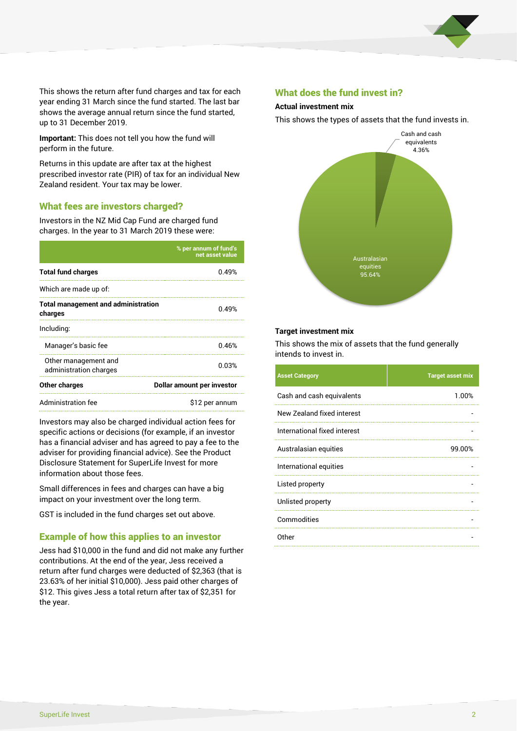This shows the return after fund charges and tax for each year ending 31 March since the fund started. The last bar shows the average annual return since the fund started, up to 31 December 2019.

**Important:** This does not tell you how the fund will perform in the future.

Returns in this update are after tax at the highest prescribed investor rate (PIR) of tax for an individual New Zealand resident. Your tax may be lower.

## What fees are investors charged?

Investors in the NZ Mid Cap Fund are charged fund charges. In the year to 31 March 2019 these were:

| | % per annum of fund's net asset value |
|---|---|
| **Total fund charges** | 0.49% |
| Which are made up of: | |
| **Total management and administration charges** | 0.49% |
| Including: | |
| Manager's basic fee | 0.46% |
| Other management and administration charges | 0.03% |
| **Other charges** | **Dollar amount per investor** |
| Administration fee | $12 per annum |

Investors may also be charged individual action fees for specific actions or decisions (for example, if an investor has a financial adviser and has agreed to pay a fee to the adviser for providing financial advice). See the Product Disclosure Statement for SuperLife Invest for more information about those fees.

Small differences in fees and charges can have a big impact on your investment over the long term.

GST is included in the fund charges set out above.

## Example of how this applies to an investor

Jess had $10,000 in the fund and did not make any further contributions. At the end of the year, Jess received a return after fund charges were deducted of $2,363 (that is 23.63% of her initial $10,000). Jess paid other charges of $12. This gives Jess a total return after tax of $2,351 for the year.

## What does the fund invest in?

### Actual investment mix

This shows the types of assets that the fund invests in.

- Cash and cash equivalents: 4.36%
- Australasian equities: 95.64%

### Target investment mix

This shows the mix of assets that the fund generally intends to invest in.

| Asset Category | Target asset mix |
|---|---|
| Cash and cash equivalents | 1.00% |
| New Zealand fixed interest | - |
| International fixed interest | - |
| Australasian equities | 99.00% |
| International equities | - |
| Listed property | - |
| Unlisted property | - |
| Commodities | - |
| Other | - |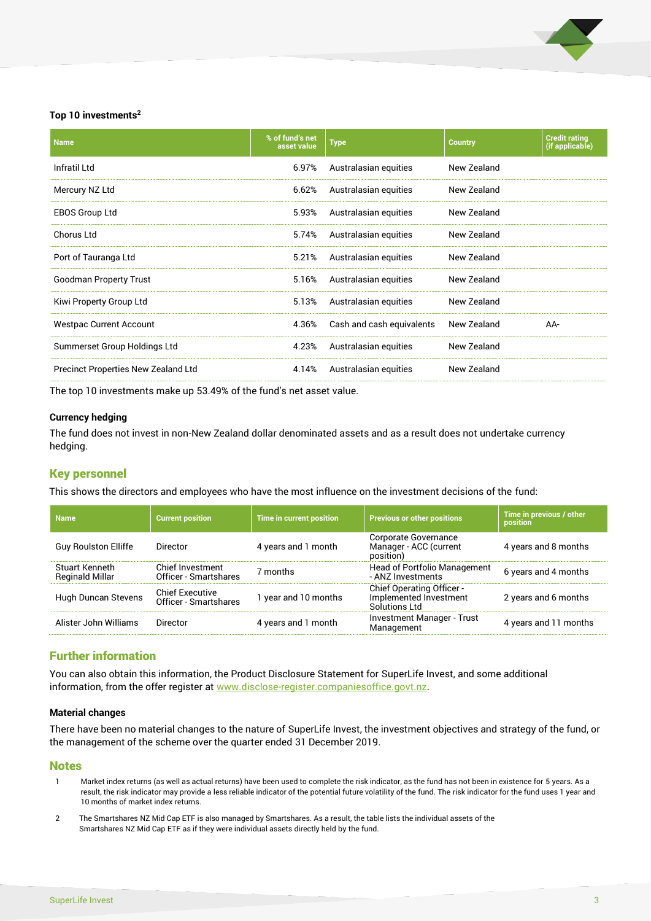#### Top 10 investments[2]

| Name | % of fund's net asset value | Type | Country | Credit rating (if applicable) |
|---|---|---|---|---|
| Infratil Ltd | 6.97% | Australasian equities | New Zealand | |
| Mercury NZ Ltd | 6.62% | Australasian equities | New Zealand | |
| EBOS Group Ltd | 5.93% | Australasian equities | New Zealand | |
| Chorus Ltd | 5.74% | Australasian equities | New Zealand | |
| Port of Tauranga Ltd | 5.21% | Australasian equities | New Zealand | |
| Goodman Property Trust | 5.16% | Australasian equities | New Zealand | |
| Kiwi Property Group Ltd | 5.13% | Australasian equities | New Zealand | |
| Westpac Current Account | 4.36% | Cash and cash equivalents | New Zealand | AA- |
| Summerset Group Holdings Ltd | 4.23% | Australasian equities | New Zealand | |
| Precinct Properties New Zealand Ltd | 4.14% | Australasian equities | New Zealand | |

The top 10 investments make up 53.49% of the fund's net asset value.

#### Currency hedging

The fund does not invest in non-New Zealand dollar denominated assets and as a result does not undertake currency hedging.

## Key personnel

This shows the directors and employees who have the most influence on the investment decisions of the fund:

| Name | Current position | Time in current position | Previous or other positions | Time in previous / other position |
|---|---|---|---|---|
| Guy Roulston Elliffe | Director | 4 years and 1 month | Corporate Governance Manager - ACC (current position) | 4 years and 8 months |
| Stuart Kenneth Reginald Millar | Chief Investment Officer - Smartshares | 7 months | Head of Portfolio Management - ANZ Investments | 6 years and 4 months |
| Hugh Duncan Stevens | Chief Executive Officer - Smartshares | 1 year and 10 months | Chief Operating Officer - Implemented Investment Solutions Ltd | 2 years and 6 months |
| Alister John Williams | Director | 4 years and 1 month | Investment Manager - Trust Management | 4 years and 11 months |

## Further information

You can also obtain this information, the Product Disclosure Statement for SuperLife Invest, and some additional information, from the offer register at www.disclose-register.companiesoffice.govt.nz.

#### Material changes

There have been no material changes to the nature of SuperLife Invest, the investment objectives and strategy of the fund, or the management of the scheme over the quarter ended 31 December 2019.

## Notes

1. Market index returns (as well as actual returns) have been used to complete the risk indicator, as the fund has not been in existence for 5 years. As a result, the risk indicator may provide a less reliable indicator of the potential future volatility of the fund. The risk indicator for the fund uses 1 year and 10 months of market index returns.
2. The Smartshares NZ Mid Cap ETF is also managed by Smartshares. As a result, the table lists the individual assets of the Smartshares NZ Mid Cap ETF as if they were individual assets directly held by the fund.